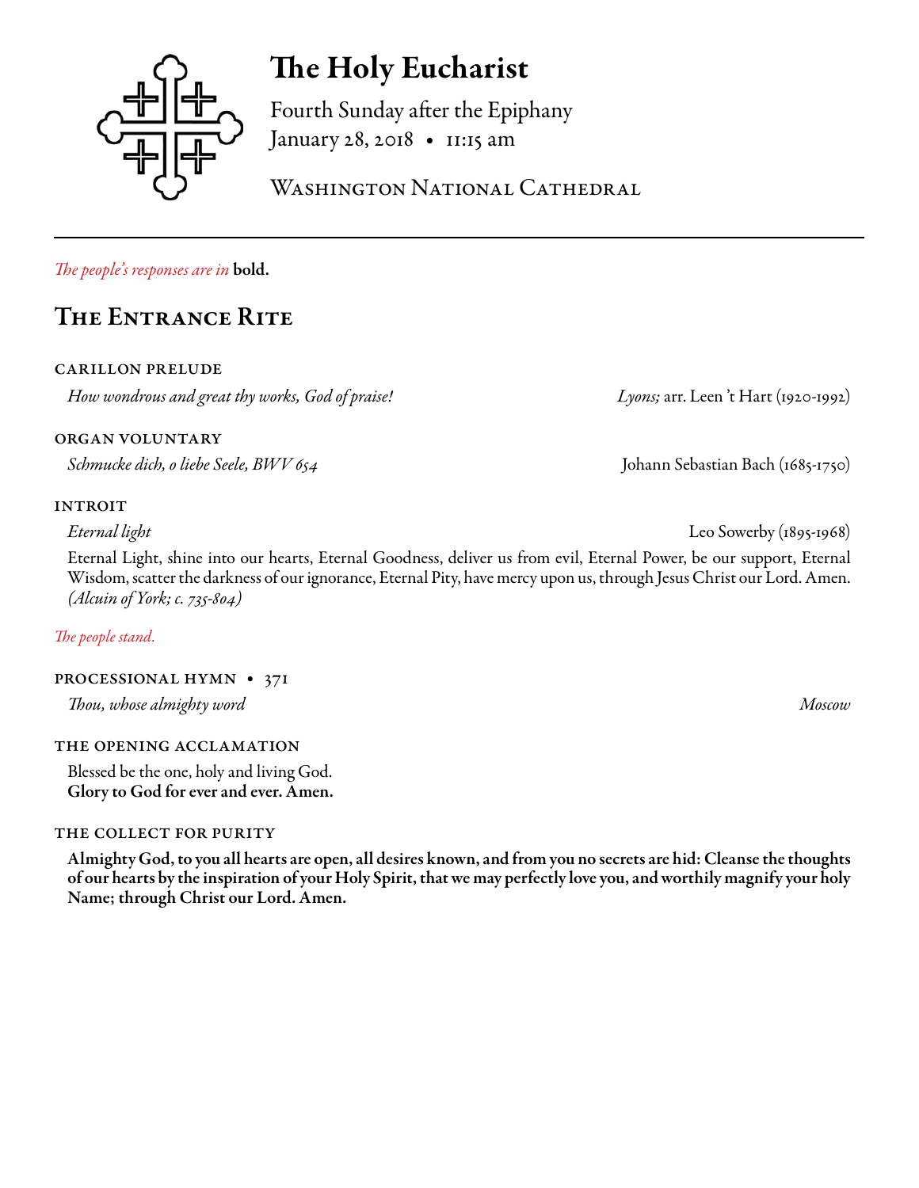# The Holy Eucharist

Fourth Sunday after the Epiphany
January 28, 2018 • 11:15 am

Washington National Cathedral

*The people's responses are in* **bold.**

## The Entrance Rite

### CARILLON PRELUDE

*How wondrous and great thy works, God of praise!* — *Lyons;* arr. Leen 't Hart (1920-1992)

### ORGAN VOLUNTARY

*Schmucke dich, o liebe Seele, BWV 654* — Johann Sebastian Bach (1685-1750)

### INTROIT

*Eternal light* — Leo Sowerby (1895-1968)

Eternal Light, shine into our hearts, Eternal Goodness, deliver us from evil, Eternal Power, be our support, Eternal Wisdom, scatter the darkness of our ignorance, Eternal Pity, have mercy upon us, through Jesus Christ our Lord. Amen. *(Alcuin of York; c. 735-804)*

*The people stand.*

### PROCESSIONAL HYMN • 371

*Thou, whose almighty word* — *Moscow*

### THE OPENING ACCLAMATION

Blessed be the one, holy and living God.
**Glory to God for ever and ever. Amen.**

### THE COLLECT FOR PURITY

**Almighty God, to you all hearts are open, all desires known, and from you no secrets are hid: Cleanse the thoughts of our hearts by the inspiration of your Holy Spirit, that we may perfectly love you, and worthily magnify your holy Name; through Christ our Lord. Amen.**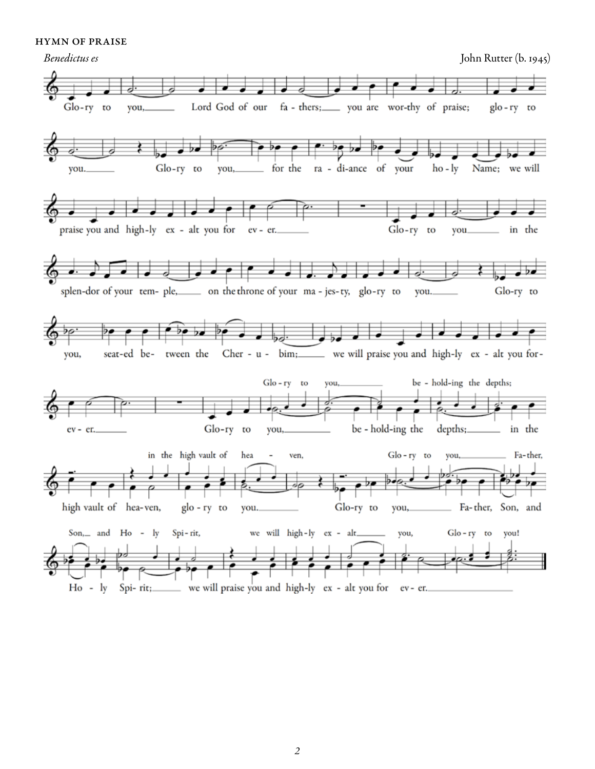HYMN OF PRAISE

*Benedictus es*

John Rutter (b. 1945)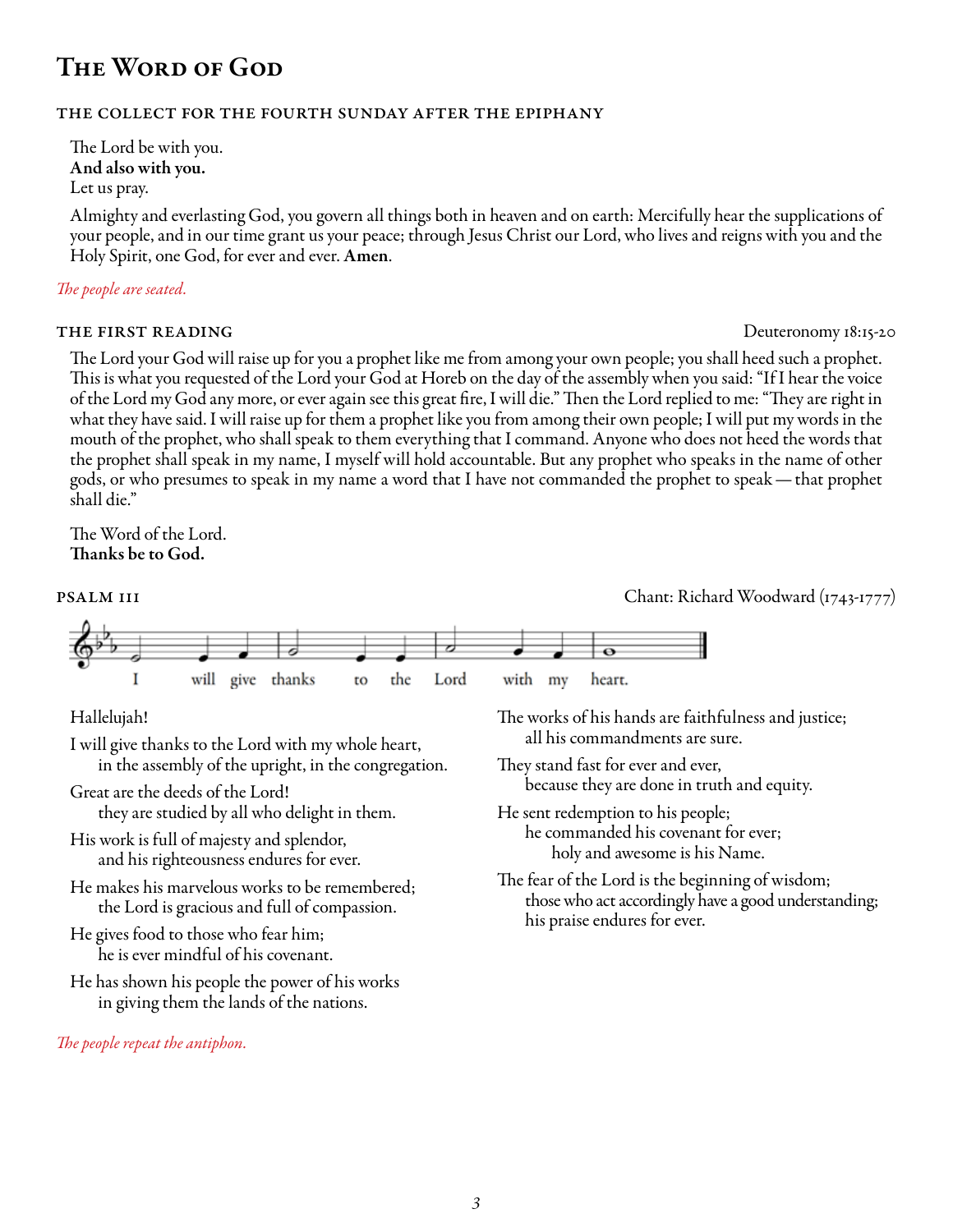# The Word of God

### THE COLLECT FOR THE FOURTH SUNDAY AFTER THE EPIPHANY

The Lord be with you.
**And also with you.**
Let us pray.

Almighty and everlasting God, you govern all things both in heaven and on earth: Mercifully hear the supplications of your people, and in our time grant us your peace; through Jesus Christ our Lord, who lives and reigns with you and the Holy Spirit, one God, for ever and ever. **Amen**.

*The people are seated.*

### THE FIRST READING

Deuteronomy 18:15-20

The Lord your God will raise up for you a prophet like me from among your own people; you shall heed such a prophet. This is what you requested of the Lord your God at Horeb on the day of the assembly when you said: "If I hear the voice of the Lord my God any more, or ever again see this great fire, I will die." Then the Lord replied to me: "They are right in what they have said. I will raise up for them a prophet like you from among their own people; I will put my words in the mouth of the prophet, who shall speak to them everything that I command. Anyone who does not heed the words that the prophet shall speak in my name, I myself will hold accountable. But any prophet who speaks in the name of other gods, or who presumes to speak in my name a word that I have not commanded the prophet to speak — that prophet shall die."

The Word of the Lord.
**Thanks be to God.**

### PSALM 111

Chant: Richard Woodward (1743-1777)

I will give thanks to the Lord with my heart.

Hallelujah!

I will give thanks to the Lord with my whole heart,
 in the assembly of the upright, in the congregation.

Great are the deeds of the Lord!
 they are studied by all who delight in them.

His work is full of majesty and splendor,
 and his righteousness endures for ever.

He makes his marvelous works to be remembered;
 the Lord is gracious and full of compassion.

He gives food to those who fear him;
 he is ever mindful of his covenant.

He has shown his people the power of his works
 in giving them the lands of the nations.

The works of his hands are faithfulness and justice;
 all his commandments are sure.

They stand fast for ever and ever,
 because they are done in truth and equity.

He sent redemption to his people;
 he commanded his covenant for ever;
  holy and awesome is his Name.

The fear of the Lord is the beginning of wisdom;
 those who act accordingly have a good understanding;
 his praise endures for ever.

*The people repeat the antiphon.*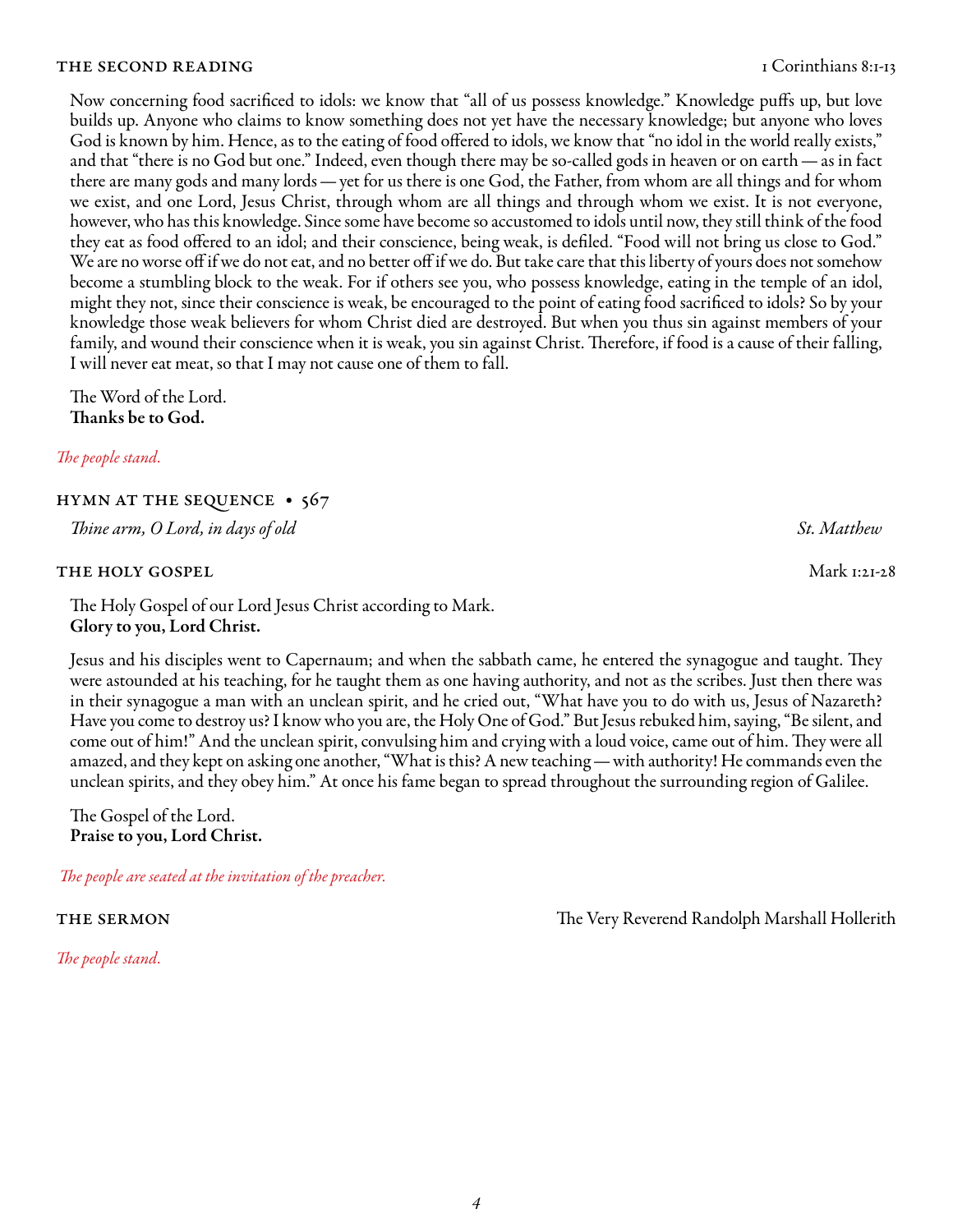## THE SECOND READING 1 Corinthians 8:1-13

Now concerning food sacrificed to idols: we know that "all of us possess knowledge." Knowledge puffs up, but love builds up. Anyone who claims to know something does not yet have the necessary knowledge; but anyone who loves God is known by him. Hence, as to the eating of food offered to idols, we know that "no idol in the world really exists," and that "there is no God but one." Indeed, even though there may be so-called gods in heaven or on earth — as in fact there are many gods and many lords — yet for us there is one God, the Father, from whom are all things and for whom we exist, and one Lord, Jesus Christ, through whom are all things and through whom we exist. It is not everyone, however, who has this knowledge. Since some have become so accustomed to idols until now, they still think of the food they eat as food offered to an idol; and their conscience, being weak, is defiled. "Food will not bring us close to God." We are no worse off if we do not eat, and no better off if we do. But take care that this liberty of yours does not somehow become a stumbling block to the weak. For if others see you, who possess knowledge, eating in the temple of an idol, might they not, since their conscience is weak, be encouraged to the point of eating food sacrificed to idols? So by your knowledge those weak believers for whom Christ died are destroyed. But when you thus sin against members of your family, and wound their conscience when it is weak, you sin against Christ. Therefore, if food is a cause of their falling, I will never eat meat, so that I may not cause one of them to fall.

The Word of the Lord.
**Thanks be to God.**

*The people stand.*

## HYMN AT THE SEQUENCE • 567

*Thine arm, O Lord, in days of old* *St. Matthew*

## THE HOLY GOSPEL Mark 1:21-28

The Holy Gospel of our Lord Jesus Christ according to Mark.
**Glory to you, Lord Christ.**

Jesus and his disciples went to Capernaum; and when the sabbath came, he entered the synagogue and taught. They were astounded at his teaching, for he taught them as one having authority, and not as the scribes. Just then there was in their synagogue a man with an unclean spirit, and he cried out, "What have you to do with us, Jesus of Nazareth? Have you come to destroy us? I know who you are, the Holy One of God." But Jesus rebuked him, saying, "Be silent, and come out of him!" And the unclean spirit, convulsing him and crying with a loud voice, came out of him. They were all amazed, and they kept on asking one another, "What is this? A new teaching — with authority! He commands even the unclean spirits, and they obey him." At once his fame began to spread throughout the surrounding region of Galilee.

The Gospel of the Lord.
**Praise to you, Lord Christ.**

*The people are seated at the invitation of the preacher.*

## THE SERMON The Very Reverend Randolph Marshall Hollerith

*The people stand.*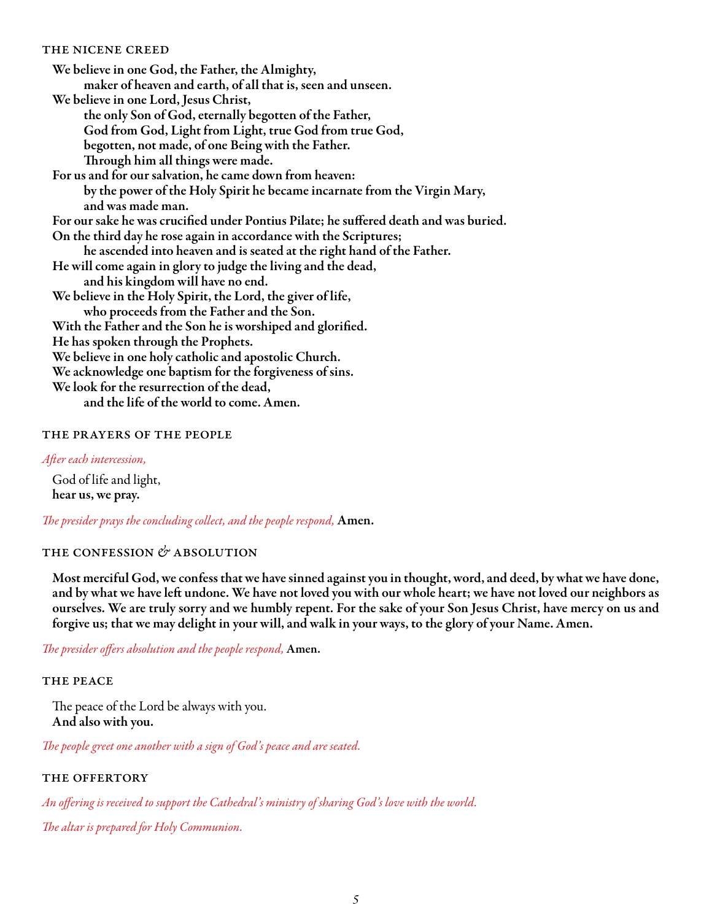### THE NICENE CREED

**We believe in one God, the Father, the Almighty,**
**maker of heaven and earth, of all that is, seen and unseen.**
**We believe in one Lord, Jesus Christ,**
**the only Son of God, eternally begotten of the Father,**
**God from God, Light from Light, true God from true God,**
**begotten, not made, of one Being with the Father.**
**Through him all things were made.**
**For us and for our salvation, he came down from heaven:**
**by the power of the Holy Spirit he became incarnate from the Virgin Mary,**
**and was made man.**
**For our sake he was crucified under Pontius Pilate; he suffered death and was buried.**
**On the third day he rose again in accordance with the Scriptures;**
**he ascended into heaven and is seated at the right hand of the Father.**
**He will come again in glory to judge the living and the dead,**
**and his kingdom will have no end.**
**We believe in the Holy Spirit, the Lord, the giver of life,**
**who proceeds from the Father and the Son.**
**With the Father and the Son he is worshiped and glorified.**
**He has spoken through the Prophets.**
**We believe in one holy catholic and apostolic Church.**
**We acknowledge one baptism for the forgiveness of sins.**
**We look for the resurrection of the dead,**
**and the life of the world to come. Amen.**

### THE PRAYERS OF THE PEOPLE

*After each intercession,*

God of life and light,
**hear us, we pray.**

*The presider prays the concluding collect, and the people respond,* **Amen.**

### THE CONFESSION & ABSOLUTION

**Most merciful God, we confess that we have sinned against you in thought, word, and deed, by what we have done, and by what we have left undone. We have not loved you with our whole heart; we have not loved our neighbors as ourselves. We are truly sorry and we humbly repent. For the sake of your Son Jesus Christ, have mercy on us and forgive us; that we may delight in your will, and walk in your ways, to the glory of your Name. Amen.**

*The presider offers absolution and the people respond,* **Amen.**

### THE PEACE

The peace of the Lord be always with you.
**And also with you.**

*The people greet one another with a sign of God's peace and are seated.*

### THE OFFERTORY

*An offering is received to support the Cathedral's ministry of sharing God's love with the world.*

*The altar is prepared for Holy Communion.*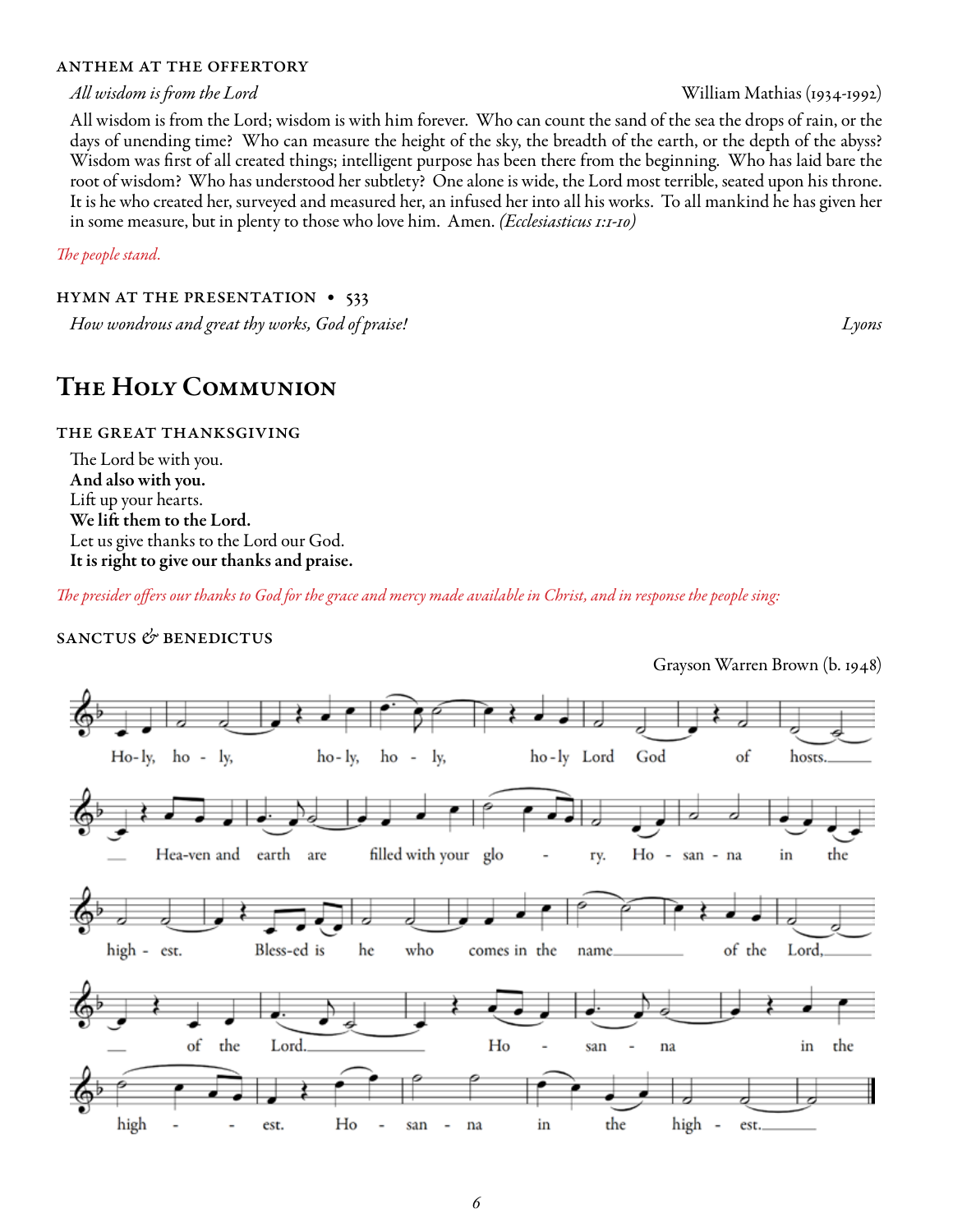### ANTHEM AT THE OFFERTORY

*All wisdom is from the Lord* William Mathias (1934-1992)

All wisdom is from the Lord; wisdom is with him forever. Who can count the sand of the sea the drops of rain, or the days of unending time? Who can measure the height of the sky, the breadth of the earth, or the depth of the abyss? Wisdom was first of all created things; intelligent purpose has been there from the beginning. Who has laid bare the root of wisdom? Who has understood her subtlety? One alone is wide, the Lord most terrible, seated upon his throne. It is he who created her, surveyed and measured her, an infused her into all his works. To all mankind he has given her in some measure, but in plenty to those who love him. Amen. *(Ecclesiasticus 1:1-10)*

*The people stand.*

### HYMN AT THE PRESENTATION • 533

*How wondrous and great thy works, God of praise!* Lyons

## The Holy Communion

### THE GREAT THANKSGIVING

The Lord be with you.
**And also with you.**
Lift up your hearts.
**We lift them to the Lord.**
Let us give thanks to the Lord our God.
**It is right to give our thanks and praise.**

*The presider offers our thanks to God for the grace and mercy made available in Christ, and in response the people sing:*

### SANCTUS & BENEDICTUS

Grayson Warren Brown (b. 1948)

Ho-ly, ho - ly, ho-ly, ho - ly, ho-ly Lord God of hosts. Hea-ven and earth are filled with your glo - ry. Ho - san - na in the high - est. Bless-ed is he who comes in the name of the Lord, of the Lord. Ho - san - na in the high - est. Ho - san - na in the high - est.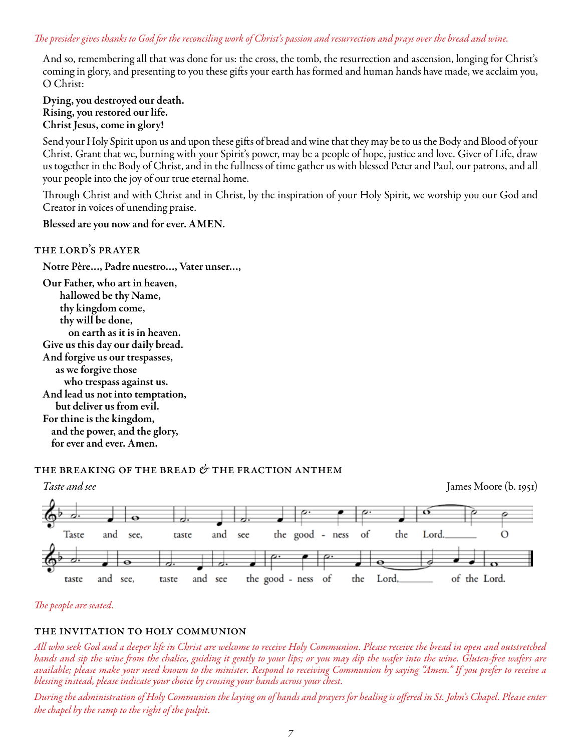*The presider gives thanks to God for the reconciling work of Christ's passion and resurrection and prays over the bread and wine.*

And so, remembering all that was done for us: the cross, the tomb, the resurrection and ascension, longing for Christ's coming in glory, and presenting to you these gifts your earth has formed and human hands have made, we acclaim you, O Christ:

**Dying, you destroyed our death.**
**Rising, you restored our life.**
**Christ Jesus, come in glory!**

Send your Holy Spirit upon us and upon these gifts of bread and wine that they may be to us the Body and Blood of your Christ. Grant that we, burning with your Spirit's power, may be a people of hope, justice and love. Giver of Life, draw us together in the Body of Christ, and in the fullness of time gather us with blessed Peter and Paul, our patrons, and all your people into the joy of our true eternal home.

Through Christ and with Christ and in Christ, by the inspiration of your Holy Spirit, we worship you our God and Creator in voices of unending praise.

**Blessed are you now and for ever. AMEN.**

## THE LORD'S PRAYER

**Notre Père..., Padre nuestro..., Vater unser...,**

**Our Father, who art in heaven,**
**hallowed be thy Name,**
**thy kingdom come,**
**thy will be done,**
**on earth as it is in heaven.**
**Give us this day our daily bread.**
**And forgive us our trespasses,**
**as we forgive those**
**who trespass against us.**
**And lead us not into temptation,**
**but deliver us from evil.**
**For thine is the kingdom,**
**and the power, and the glory,**
**for ever and ever. Amen.**

## THE BREAKING OF THE BREAD & THE FRACTION ANTHEM

*Taste and see* — James Moore (b. 1951)

Taste and see, taste and see the good - ness of the Lord. O taste and see, taste and see the good - ness of the Lord, of the Lord.

*The people are seated.*

## THE INVITATION TO HOLY COMMUNION

*All who seek God and a deeper life in Christ are welcome to receive Holy Communion. Please receive the bread in open and outstretched hands and sip the wine from the chalice, guiding it gently to your lips; or you may dip the wafer into the wine. Gluten-free wafers are available; please make your need known to the minister. Respond to receiving Communion by saying "Amen." If you prefer to receive a blessing instead, please indicate your choice by crossing your hands across your chest.*

*During the administration of Holy Communion the laying on of hands and prayers for healing is offered in St. John's Chapel. Please enter the chapel by the ramp to the right of the pulpit.*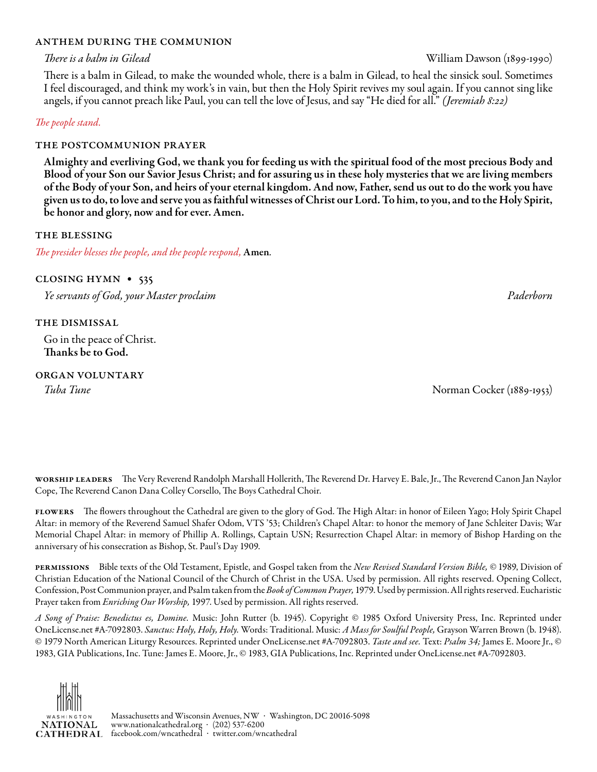## ANTHEM DURING THE COMMUNION

*There is a balm in Gilead* — William Dawson (1899-1990)

There is a balm in Gilead, to make the wounded whole, there is a balm in Gilead, to heal the sinsick soul. Sometimes I feel discouraged, and think my work's in vain, but then the Holy Spirit revives my soul again. If you cannot sing like angels, if you cannot preach like Paul, you can tell the love of Jesus, and say "He died for all." *(Jeremiah 8:22)*

*The people stand.*

## THE POSTCOMMUNION PRAYER

**Almighty and everliving God, we thank you for feeding us with the spiritual food of the most precious Body and Blood of your Son our Savior Jesus Christ; and for assuring us in these holy mysteries that we are living members of the Body of your Son, and heirs of your eternal kingdom. And now, Father, send us out to do the work you have given us to do, to love and serve you as faithful witnesses of Christ our Lord. To him, to you, and to the Holy Spirit, be honor and glory, now and for ever. Amen.**

## THE BLESSING

*The presider blesses the people, and the people respond,* **Amen**.

## CLOSING HYMN • 535

*Ye servants of God, your Master proclaim* — *Paderborn*

## THE DISMISSAL

Go in the peace of Christ.
**Thanks be to God.**

## ORGAN VOLUNTARY

*Tuba Tune* — Norman Cocker (1889-1953)

**WORSHIP LEADERS** The Very Reverend Randolph Marshall Hollerith, The Reverend Dr. Harvey E. Bale, Jr., The Reverend Canon Jan Naylor Cope, The Reverend Canon Dana Colley Corsello, The Boys Cathedral Choir.

**FLOWERS** The flowers throughout the Cathedral are given to the glory of God. The High Altar: in honor of Eileen Yago; Holy Spirit Chapel Altar: in memory of the Reverend Samuel Shafer Odom, VTS '53; Children's Chapel Altar: to honor the memory of Jane Schleiter Davis; War Memorial Chapel Altar: in memory of Phillip A. Rollings, Captain USN; Resurrection Chapel Altar: in memory of Bishop Harding on the anniversary of his consecration as Bishop, St. Paul's Day 1909.

**PERMISSIONS** Bible texts of the Old Testament, Epistle, and Gospel taken from the *New Revised Standard Version Bible,* © 1989, Division of Christian Education of the National Council of the Church of Christ in the USA. Used by permission. All rights reserved. Opening Collect, Confession, Post Communion prayer, and Psalm taken from the *Book of Common Prayer,* 1979. Used by permission. All rights reserved. Eucharistic Prayer taken from *Enriching Our Worship,* 1997. Used by permission. All rights reserved.

*A Song of Praise: Benedictus es, Domine.* Music: John Rutter (b. 1945). Copyright © 1985 Oxford University Press, Inc. Reprinted under OneLicense.net #A-7092803. *Sanctus: Holy, Holy, Holy.* Words: Traditional. Music: *A Mass for Soulful People,* Grayson Warren Brown (b. 1948). © 1979 North American Liturgy Resources. Reprinted under OneLicense.net #A-7092803. *Taste and see.* Text: *Psalm 34;* James E. Moore Jr., © 1983, GIA Publications, Inc. Tune: James E. Moore, Jr., © 1983, GIA Publications, Inc. Reprinted under OneLicense.net #A-7092803.

WASHINGTON NATIONAL CATHEDRAL
Massachusetts and Wisconsin Avenues, NW · Washington, DC 20016-5098
www.nationalcathedral.org · (202) 537-6200
facebook.com/wncathedral · twitter.com/wncathedral